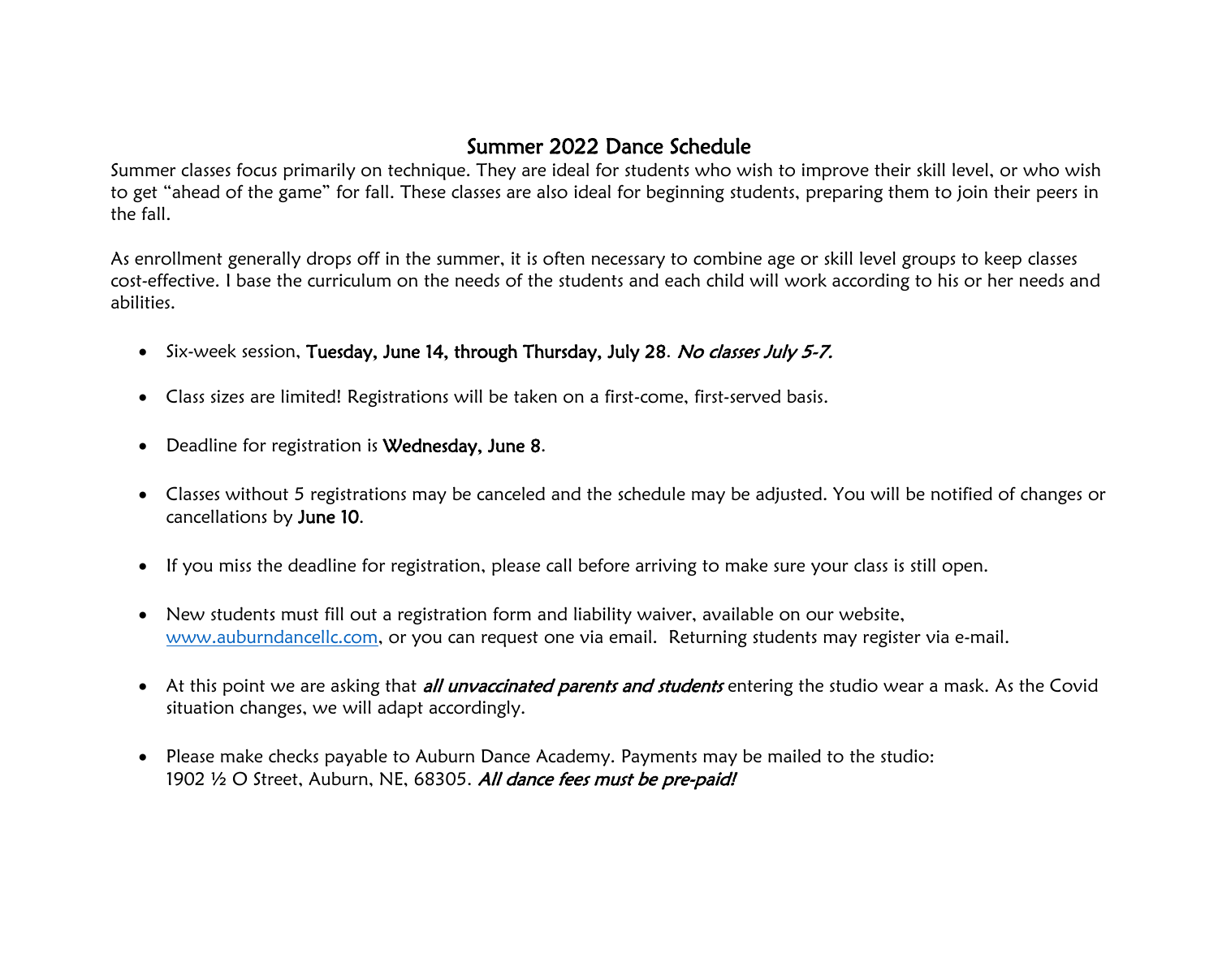# Summer 2022 Dance Schedule

Summer classes focus primarily on technique. They are ideal for students who wish to improve their skill level, or who wish to get "ahead of the game" for fall. These classes are also ideal for beginning students, preparing them to join their peers in the fall.

As enrollment generally drops off in the summer, it is often necessary to combine age or skill level groups to keep classes cost-effective. I base the curriculum on the needs of the students and each child will work according to his or her needs and abilities.

- Six-week session, **Tuesday, June 14, through Thursday, July 28**. *No classes July 5-7.*
- Class sizes are limited! Registrations will be taken on a first-come, first-served basis.
- Deadline for registration is **Wednesday, June 8**.
- Classes without 5 registrations may be canceled and the schedule may be adjusted. You will be notified of changes or cancellations by **June 10**.
- If you miss the deadline for registration, please call before arriving to make sure your class is still open.
- New students must fill out a registration form and liability waiver, available on our website, [www.auburndancellc.com](http://www.auburndancellc.com), or you can request one via email. Returning students may register via e-mail.
- At this point we are asking that ***all unvaccinated parents and students*** entering the studio wear a mask. As the Covid situation changes, we will adapt accordingly.
- Please make checks payable to Auburn Dance Academy. Payments may be mailed to the studio:
  1902 ½ O Street, Auburn, NE, 68305. ***All dance fees must be pre-paid!***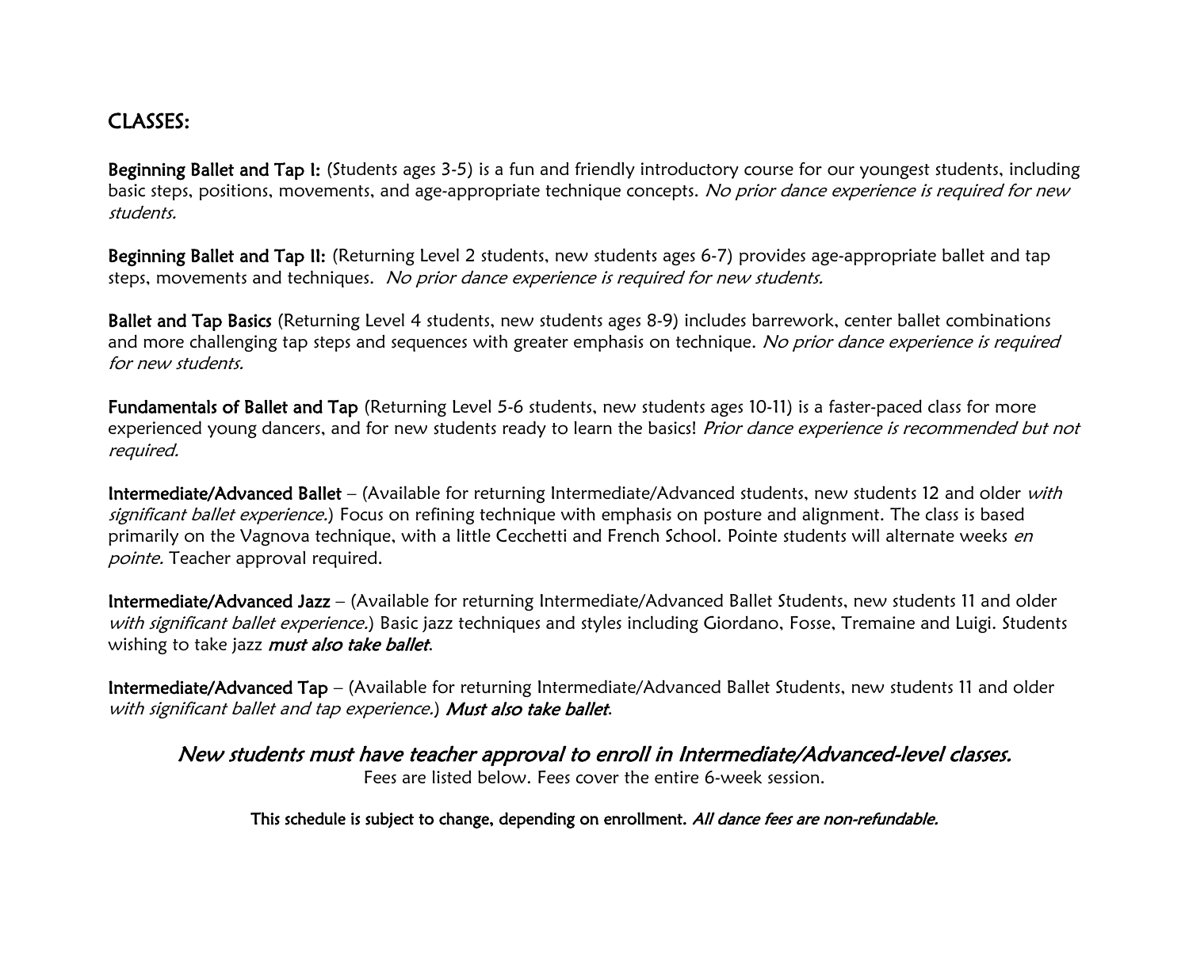## CLASSES:

**Beginning Ballet and Tap I:** (Students ages 3-5) is a fun and friendly introductory course for our youngest students, including basic steps, positions, movements, and age-appropriate technique concepts. *No prior dance experience is required for new students.*

**Beginning Ballet and Tap II:** (Returning Level 2 students, new students ages 6-7) provides age-appropriate ballet and tap steps, movements and techniques. *No prior dance experience is required for new students.*

**Ballet and Tap Basics** (Returning Level 4 students, new students ages 8-9) includes barrework, center ballet combinations and more challenging tap steps and sequences with greater emphasis on technique. *No prior dance experience is required for new students.*

**Fundamentals of Ballet and Tap** (Returning Level 5-6 students, new students ages 10-11) is a faster-paced class for more experienced young dancers, and for new students ready to learn the basics! *Prior dance experience is recommended but not required.*

**Intermediate/Advanced Ballet** – (Available for returning Intermediate/Advanced students, new students 12 and older *with significant ballet experience.*) Focus on refining technique with emphasis on posture and alignment. The class is based primarily on the Vagnova technique, with a little Cecchetti and French School. Pointe students will alternate weeks *en pointe.* Teacher approval required.

**Intermediate/Advanced Jazz** – (Available for returning Intermediate/Advanced Ballet Students, new students 11 and older *with significant ballet experience.*) Basic jazz techniques and styles including Giordano, Fosse, Tremaine and Luigi. Students wishing to take jazz ***must also take ballet***.

**Intermediate/Advanced Tap** – (Available for returning Intermediate/Advanced Ballet Students, new students 11 and older *with significant ballet and tap experience.*) ***Must also take ballet***.

*New students must have teacher approval to enroll in Intermediate/Advanced-level classes.*

Fees are listed below. Fees cover the entire 6-week session.

**This schedule is subject to change, depending on enrollment.** ***All dance fees are non-refundable.***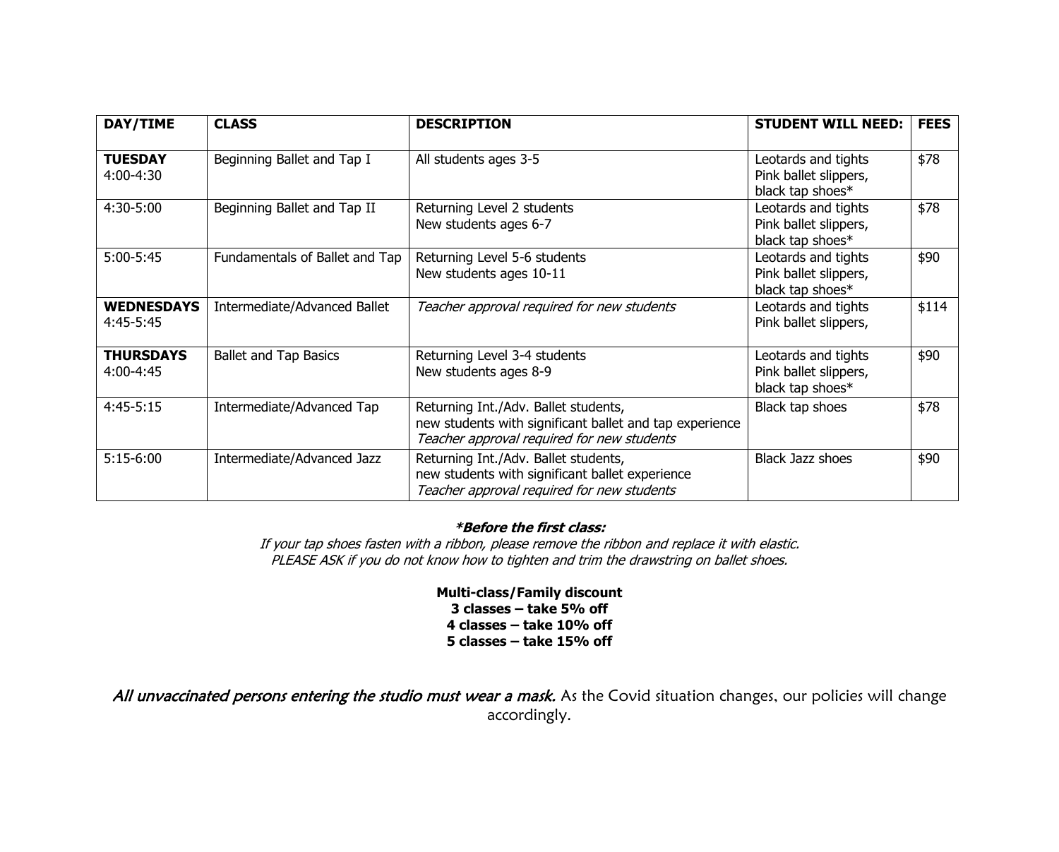| DAY/TIME | CLASS | DESCRIPTION | STUDENT WILL NEED: | FEES |
|---|---|---|---|---|
| **TUESDAY** 4:00-4:30 | Beginning Ballet and Tap I | All students ages 3-5 | Leotards and tights Pink ballet slippers, black tap shoes* | $78 |
| 4:30-5:00 | Beginning Ballet and Tap II | Returning Level 2 students New students ages 6-7 | Leotards and tights Pink ballet slippers, black tap shoes* | $78 |
| 5:00-5:45 | Fundamentals of Ballet and Tap | Returning Level 5-6 students New students ages 10-11 | Leotards and tights Pink ballet slippers, black tap shoes* | $90 |
| **WEDNESDAYS** 4:45-5:45 | Intermediate/Advanced Ballet | *Teacher approval required for new students* | Leotards and tights Pink ballet slippers, | $114 |
| **THURSDAYS** 4:00-4:45 | Ballet and Tap Basics | Returning Level 3-4 students New students ages 8-9 | Leotards and tights Pink ballet slippers, black tap shoes* | $90 |
| 4:45-5:15 | Intermediate/Advanced Tap | Returning Int./Adv. Ballet students, new students with significant ballet and tap experience *Teacher approval required for new students* | Black tap shoes | $78 |
| 5:15-6:00 | Intermediate/Advanced Jazz | Returning Int./Adv. Ballet students, new students with significant ballet experience *Teacher approval required for new students* | Black Jazz shoes | $90 |

***Before the first class:***

*If your tap shoes fasten with a ribbon, please remove the ribbon and replace it with elastic.*
*PLEASE ASK if you do not know how to tighten and trim the drawstring on ballet shoes.*

**Multi-class/Family discount**
**3 classes – take 5% off**
**4 classes – take 10% off**
**5 classes – take 15% off**

*All unvaccinated persons entering the studio must wear a mask.* As the Covid situation changes, our policies will change accordingly.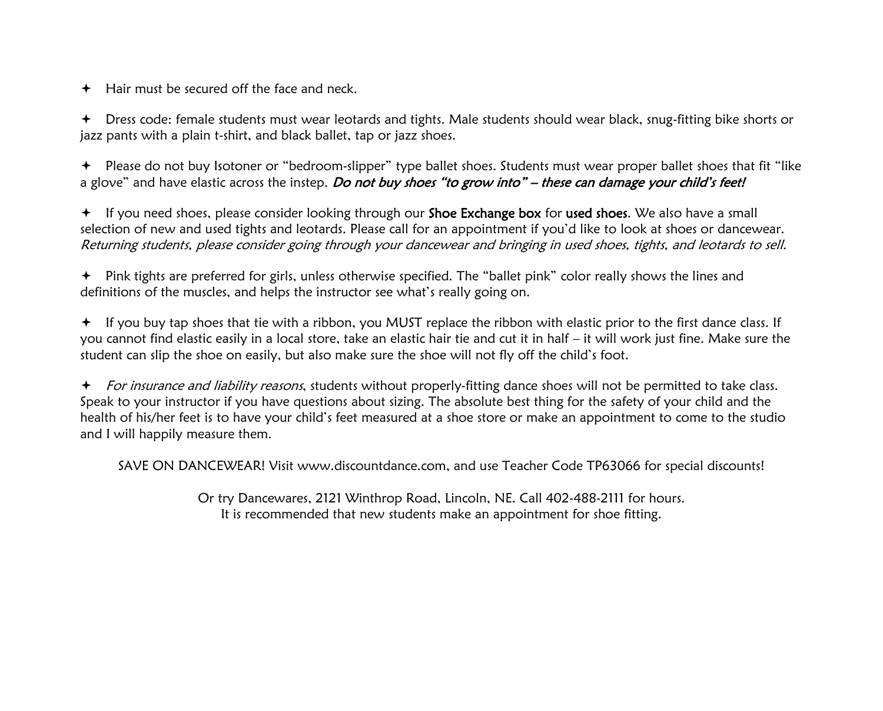- Hair must be secured off the face and neck.

- Dress code: female students must wear leotards and tights. Male students should wear black, snug-fitting bike shorts or jazz pants with a plain t-shirt, and black ballet, tap or jazz shoes.

- Please do not buy Isotoner or "bedroom-slipper" type ballet shoes. Students must wear proper ballet shoes that fit "like a glove" and have elastic across the instep. ***Do not buy shoes "to grow into" – these can damage your child's feet!***

- If you need shoes, please consider looking through our **Shoe Exchange box** for **used shoes**. We also have a small selection of new and used tights and leotards. Please call for an appointment if you'd like to look at shoes or dancewear. *Returning students, please consider going through your dancewear and bringing in used shoes, tights, and leotards to sell.*

- Pink tights are preferred for girls, unless otherwise specified. The "ballet pink" color really shows the lines and definitions of the muscles, and helps the instructor see what's really going on.

- If you buy tap shoes that tie with a ribbon, you MUST replace the ribbon with elastic prior to the first dance class. If you cannot find elastic easily in a local store, take an elastic hair tie and cut it in half – it will work just fine. Make sure the student can slip the shoe on easily, but also make sure the shoe will not fly off the child's foot.

- *For insurance and liability reasons*, students without properly-fitting dance shoes will not be permitted to take class. Speak to your instructor if you have questions about sizing. The absolute best thing for the safety of your child and the health of his/her feet is to have your child's feet measured at a shoe store or make an appointment to come to the studio and I will happily measure them.

SAVE ON DANCEWEAR! Visit www.discountdance.com, and use Teacher Code TP63066 for special discounts!

Or try Dancewares, 2121 Winthrop Road, Lincoln, NE. Call 402-488-2111 for hours.
It is recommended that new students make an appointment for shoe fitting.